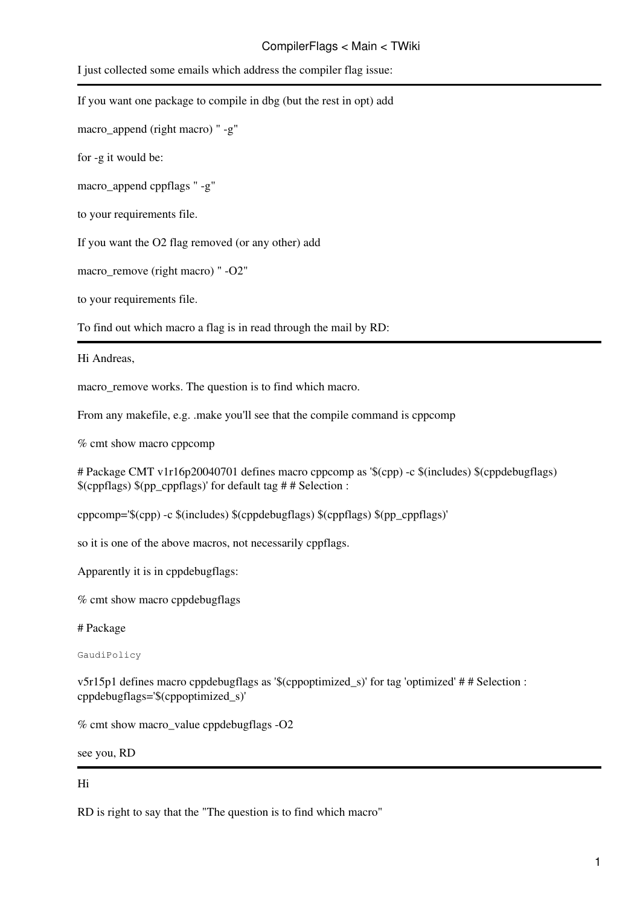I just collected some emails which address the compiler flag issue:

---

If you want one package to compile in dbg (but the rest in opt) add

macro_append (right macro) " -g"

for -g it would be:

macro_append cppflags " -g"

to your requirements file.

If you want the O2 flag removed (or any other) add

macro_remove (right macro) " -O2"

to your requirements file.

To find out which macro a flag is in read through the mail by RD:

---

Hi Andreas,

macro_remove works. The question is to find which macro.

From any makefile, e.g. .make you'll see that the compile command is cppcomp

% cmt show macro cppcomp

# Package CMT v1r16p20040701 defines macro cppcomp as '$(cpp) -c $(includes) $(cppdebugflags) $(cppflags) $(pp_cppflags)' for default tag # # Selection :

cppcomp='$(cpp) -c $(includes) $(cppdebugflags) $(cppflags) $(pp_cppflags)'

so it is one of the above macros, not necessarily cppflags.

Apparently it is in cppdebugflags:

% cmt show macro cppdebugflags

# Package

`GaudiPolicy`

v5r15p1 defines macro cppdebugflags as '$(cppoptimized_s)' for tag 'optimized' # # Selection : cppdebugflags='$(cppoptimized_s)'

% cmt show macro_value cppdebugflags -O2

see you, RD

---

Hi

RD is right to say that the "The question is to find which macro"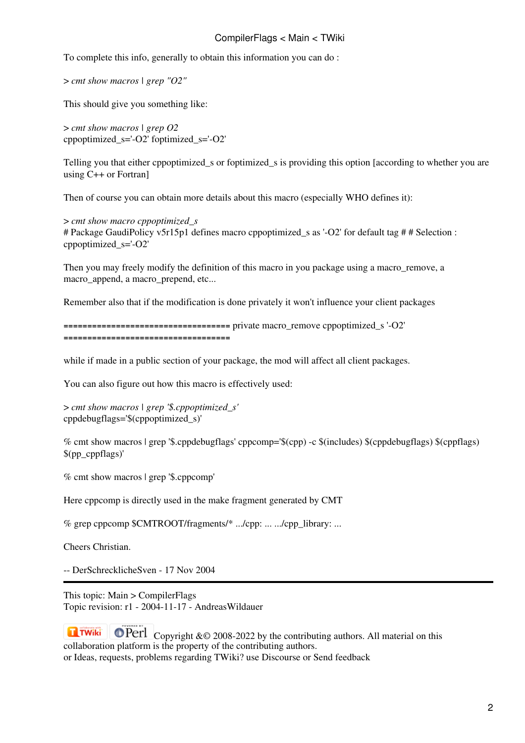To complete this info, generally to obtain this information you can do :

> *cmt show macros | grep "O2"*

This should give you something like:

> *cmt show macros | grep O2*
cppoptimized_s='-O2' foptimized_s='-O2'

Telling you that either cppoptimized_s or foptimized_s is providing this option [according to whether you are using C++ or Fortran]

Then of course you can obtain more details about this macro (especially WHO defines it):

> *cmt show macro cppoptimized_s*
# Package GaudiPolicy v5r15p1 defines macro cppoptimized_s as '-O2' for default tag # # Selection : cppoptimized_s='-O2'

Then you may freely modify the definition of this macro in you package using a macro_remove, a macro_append, a macro_prepend, etc...

Remember also that if the modification is done privately it won't influence your client packages

================================== private macro_remove cppoptimized_s '-O2'
==================================

while if made in a public section of your package, the mod will affect all client packages.

You can also figure out how this macro is effectively used:

> *cmt show macros | grep '$.cppoptimized_s'*
cppdebugflags='$(cppoptimized_s)'

% cmt show macros | grep '$.cppdebugflags' cppcomp='$(cpp) -c $(includes) $(cppdebugflags) $(cppflags) $(pp_cppflags)'

% cmt show macros | grep '$.cppcomp'

Here cppcomp is directly used in the make fragment generated by CMT

% grep cppcomp $CMTROOT/fragments/* .../cpp: ... .../cpp_library: ...

Cheers Christian.

-- DerSchrecklicheSven - 17 Nov 2004

---

This topic: Main > CompilerFlags
Topic revision: r1 - 2004-11-17 - AndreasWildauer

Copyright &© 2008-2022 by the contributing authors. All material on this collaboration platform is the property of the contributing authors.
or Ideas, requests, problems regarding TWiki? use Discourse or Send feedback